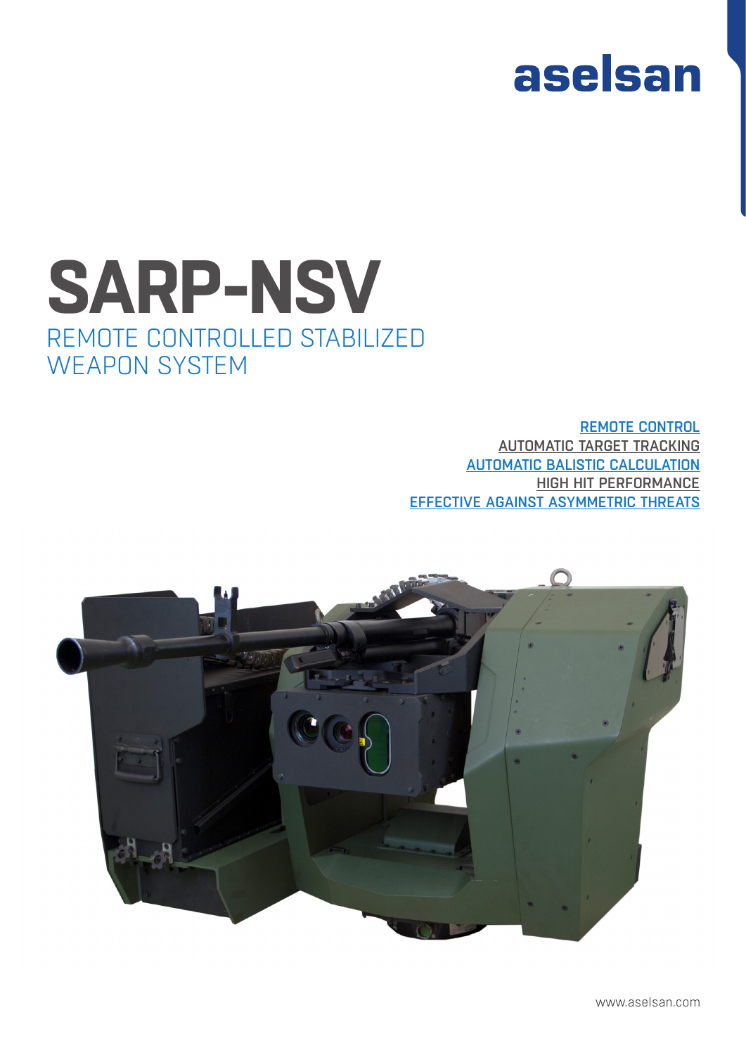aselsan

# SARP-NSV

## REMOTE CONTROLLED STABILIZED WEAPON SYSTEM

REMOTE CONTROL
AUTOMATIC TARGET TRACKING
AUTOMATIC BALISTIC CALCULATION
HIGH HIT PERFORMANCE
EFFECTIVE AGAINST ASYMMETRIC THREATS

www.aselsan.com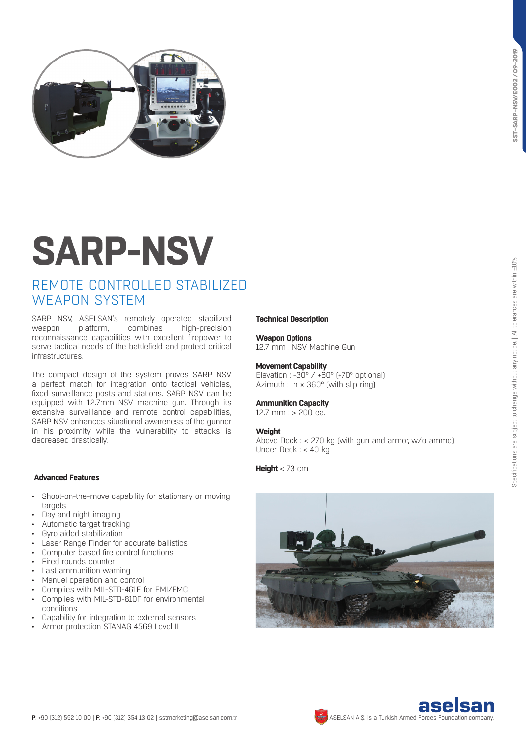# SARP-NSV

## REMOTE CONTROLLED STABILIZED WEAPON SYSTEM

SARP NSV, ASELSAN's remotely operated stabilized weapon platform, combines high-precision reconnaissance capabilities with excellent firepower to serve tactical needs of the battlefield and protect critical infrastructures.

The compact design of the system proves SARP NSV a perfect match for integration onto tactical vehicles, fixed surveillance posts and stations. SARP NSV can be equipped with 12.7mm NSV machine gun. Through its extensive surveillance and remote control capabilities, SARP NSV enhances situational awareness of the gunner in his proximity while the vulnerability to attacks is decreased drastically.

**Advanced Features**

- Shoot-on-the-move capability for stationary or moving targets
- Day and night imaging
- Automatic target tracking
- Gyro aided stabilization
- Laser Range Finder for accurate ballistics
- Computer based fire control functions
- Fired rounds counter
- Last ammunition warning
- Manuel operation and control
- Complies with MIL-STD-461E for EMI/EMC
- Complies with MIL-STD-810F for environmental conditions
- Capability for integration to external sensors
- Armor protection STANAG 4569 Level II

**Technical Description**

**Weapon Options**
12.7 mm : NSV Machine Gun

**Movement Capability**
Elevation : -30° / +60° (+70° optional)
Azimuth : n x 360° (with slip ring)

**Ammunition Capacity**
12.7 mm : > 200 ea.

**Weight**
Above Deck : < 270 kg (with gun and armor, w/o ammo)
Under Deck : < 40 kg

**Height** < 73 cm

Specifications are subject to change without any notice. | All tolerances are within ±10%.

**P**: +90 (312) 592 10 00 | **F**: +90 (312) 354 13 02 | sstmarketing@aselsan.com.tr

aselsan
ASELSAN A.Ş. is a Turkish Armed Forces Foundation company.